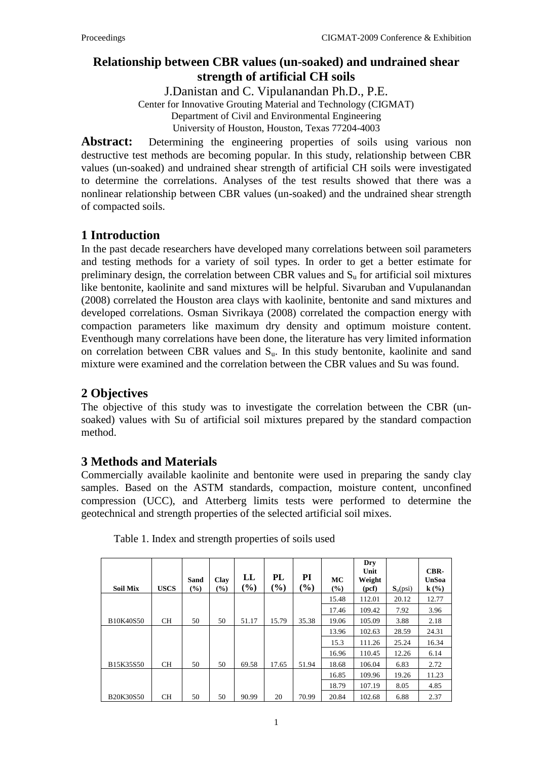# Relationship between CBR values (un-soaked) and undrained shear strength of artificial CH soils

J.Danistan and C. Vipulanandan Ph.D., P.E.

Center for Innovative Grouting Material and Technology (CIGMAT)
Department of Civil and Environmental Engineering
University of Houston, Houston, Texas 77204-4003

**Abstract:** Determining the engineering properties of soils using various non destructive test methods are becoming popular. In this study, relationship between CBR values (un-soaked) and undrained shear strength of artificial CH soils were investigated to determine the correlations. Analyses of the test results showed that there was a nonlinear relationship between CBR values (un-soaked) and the undrained shear strength of compacted soils.

## 1 Introduction

In the past decade researchers have developed many correlations between soil parameters and testing methods for a variety of soil types. In order to get a better estimate for preliminary design, the correlation between CBR values and $S_u$ for artificial soil mixtures like bentonite, kaolinite and sand mixtures will be helpful. Sivaruban and Vupulanandan (2008) correlated the Houston area clays with kaolinite, bentonite and sand mixtures and developed correlations. Osman Sivrikaya (2008) correlated the compaction energy with compaction parameters like maximum dry density and optimum moisture content. Eventhough many correlations have been done, the literature has very limited information on correlation between CBR values and $S_u$. In this study bentonite, kaolinite and sand mixture were examined and the correlation between the CBR values and Su was found.

## 2 Objectives

The objective of this study was to investigate the correlation between the CBR (un-soaked) values with Su of artificial soil mixtures prepared by the standard compaction method.

## 3 Methods and Materials

Commercially available kaolinite and bentonite were used in preparing the sandy clay samples. Based on the ASTM standards, compaction, moisture content, unconfined compression (UCC), and Atterberg limits tests were performed to determine the geotechnical and strength properties of the selected artificial soil mixes.

Table 1. Index and strength properties of soils used

| Soil Mix | USCS | Sand (%) | Clay (%) | LL (%) | PL (%) | PI (%) | MC (%) | Dry Unit Weight (pcf) | $S_u$(psi) | CBR-UnSoak (%) |
|---|---|---|---|---|---|---|---|---|---|---|
| | | | | | | | 15.48 | 112.01 | 20.12 | 12.77 |
| | | | | | | | 17.46 | 109.42 | 7.92 | 3.96 |
| B10K40S50 | CH | 50 | 50 | 51.17 | 15.79 | 35.38 | 19.06 | 105.09 | 3.88 | 2.18 |
| | | | | | | | 13.96 | 102.63 | 28.59 | 24.31 |
| | | | | | | | 15.3 | 111.26 | 25.24 | 16.34 |
| | | | | | | | 16.96 | 110.45 | 12.26 | 6.14 |
| B15K35S50 | CH | 50 | 50 | 69.58 | 17.65 | 51.94 | 18.68 | 106.04 | 6.83 | 2.72 |
| | | | | | | | 16.85 | 109.96 | 19.26 | 11.23 |
| | | | | | | | 18.79 | 107.19 | 8.05 | 4.85 |
| B20K30S50 | CH | 50 | 50 | 90.99 | 20 | 70.99 | 20.84 | 102.68 | 6.88 | 2.37 |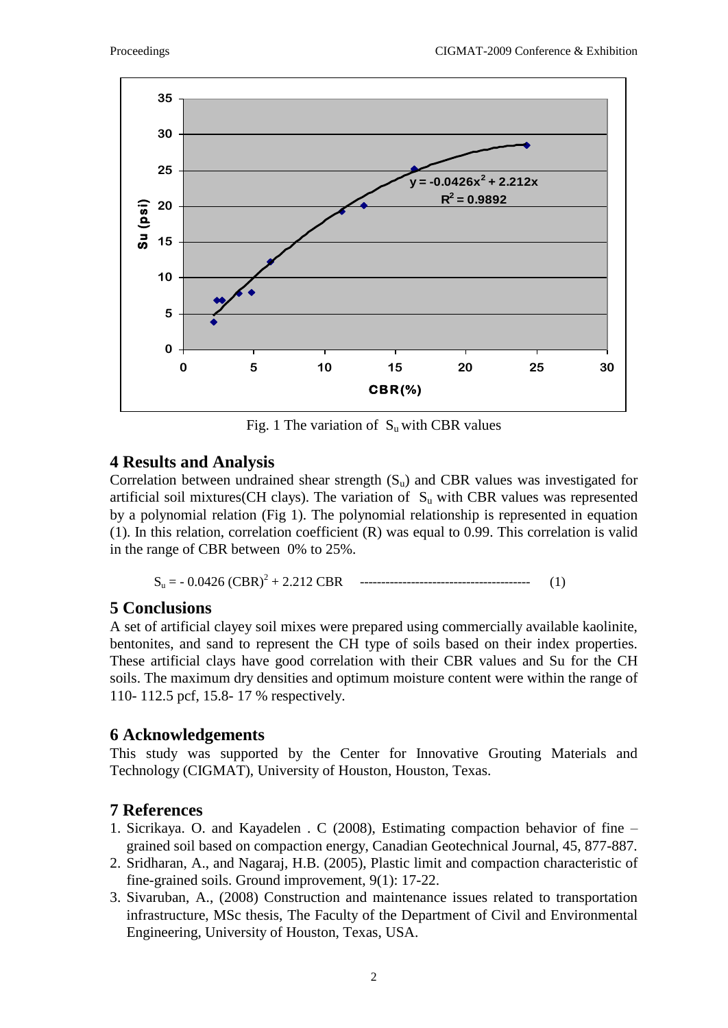35
30
25
20
15
10
5
0

Su (psi)

0
5
10
15
20
25
30

CBR(%)

$y = -0.0426x^2 + 2.212x$

$R^2 = 0.9892$

Fig. 1 The variation of $S_u$ with CBR values

## 4 Results and Analysis

Correlation between undrained shear strength ($S_u$) and CBR values was investigated for artificial soil mixtures(CH clays). The variation of $S_u$ with CBR values was represented by a polynomial relation (Fig 1). The polynomial relationship is represented in equation (1). In this relation, correlation coefficient (R) was equal to 0.99. This correlation is valid in the range of CBR between 0% to 25%.

$$S_u = -0.0426\,(CBR)^2 + 2.212\,CBR \quad \text{----------------------------------------} \quad (1)$$

## 5 Conclusions

A set of artificial clayey soil mixes were prepared using commercially available kaolinite, bentonites, and sand to represent the CH type of soils based on their index properties. These artificial clays have good correlation with their CBR values and Su for the CH soils. The maximum dry densities and optimum moisture content were within the range of 110- 112.5 pcf, 15.8- 17 % respectively.

## 6 Acknowledgements

This study was supported by the Center for Innovative Grouting Materials and Technology (CIGMAT), University of Houston, Houston, Texas.

## 7 References

1. Sicrikaya. O. and Kayadelen . C (2008), Estimating compaction behavior of fine – grained soil based on compaction energy, Canadian Geotechnical Journal, 45, 877-887.
2. Sridharan, A., and Nagaraj, H.B. (2005), Plastic limit and compaction characteristic of fine-grained soils. Ground improvement, 9(1): 17-22.
3. Sivaruban, A., (2008) Construction and maintenance issues related to transportation infrastructure, MSc thesis, The Faculty of the Department of Civil and Environmental Engineering, University of Houston, Texas, USA.